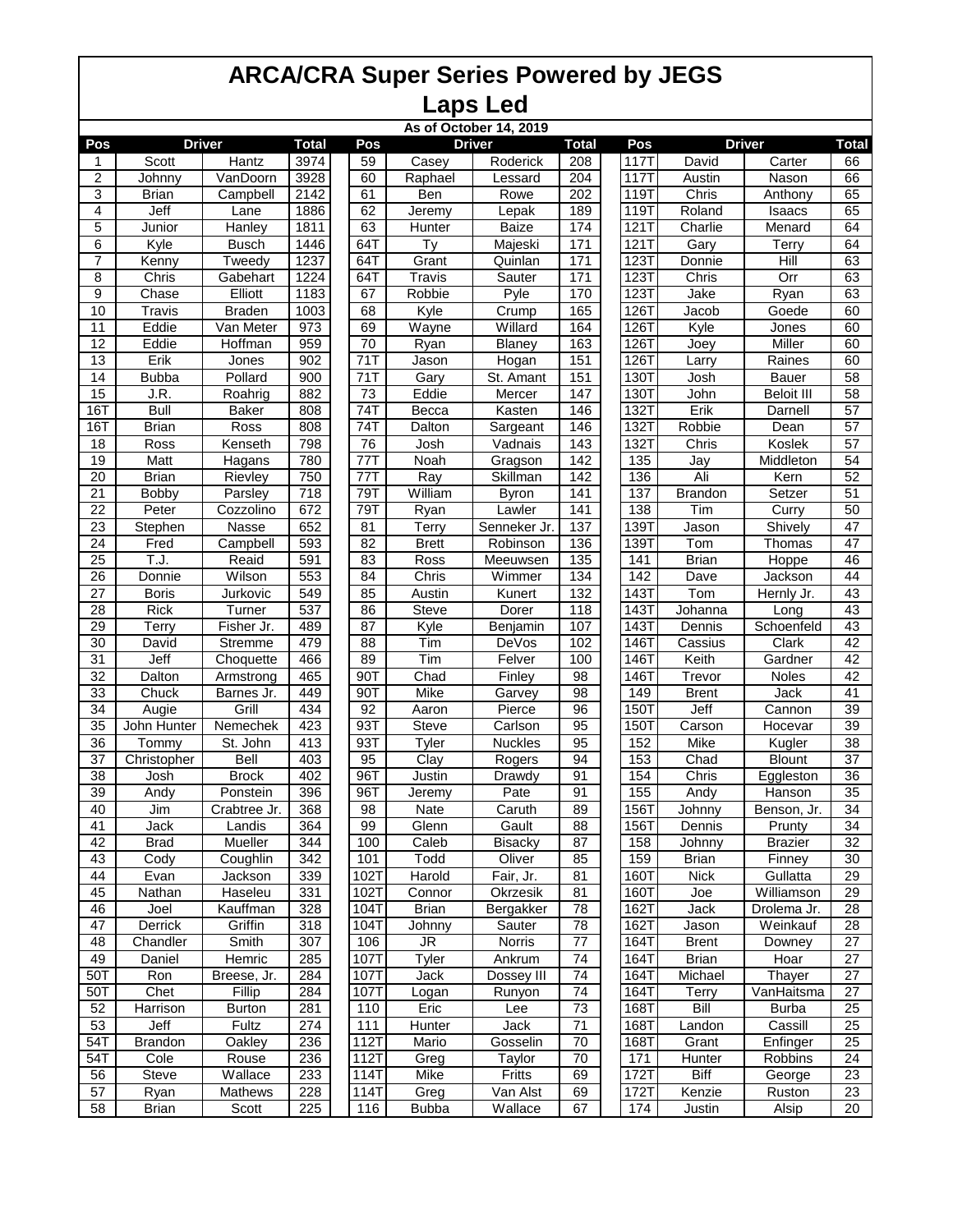# ARCA/CRA Super Series Powered by JEGS

## Laps Led

**As of October 14, 2019**

| Pos | Driver | | Total | Pos | Driver | | Total | Pos | Driver | | Total |
|---|---|---|---|---|---|---|---|---|---|---|---|
| 1 | Scott | Hantz | 3974 | 59 | Casey | Roderick | 208 | 117T | David | Carter | 66 |
| 2 | Johnny | VanDoorn | 3928 | 60 | Raphael | Lessard | 204 | 117T | Austin | Nason | 66 |
| 3 | Brian | Campbell | 2142 | 61 | Ben | Rowe | 202 | 119T | Chris | Anthony | 65 |
| 4 | Jeff | Lane | 1886 | 62 | Jeremy | Lepak | 189 | 119T | Roland | Isaacs | 65 |
| 5 | Junior | Hanley | 1811 | 63 | Hunter | Baize | 174 | 121T | Charlie | Menard | 64 |
| 6 | Kyle | Busch | 1446 | 64T | Ty | Majeski | 171 | 121T | Gary | Terry | 64 |
| 7 | Kenny | Tweedy | 1237 | 64T | Grant | Quinlan | 171 | 123T | Donnie | Hill | 63 |
| 8 | Chris | Gabehart | 1224 | 64T | Travis | Sauter | 171 | 123T | Chris | Orr | 63 |
| 9 | Chase | Elliott | 1183 | 67 | Robbie | Pyle | 170 | 123T | Jake | Ryan | 63 |
| 10 | Travis | Braden | 1003 | 68 | Kyle | Crump | 165 | 126T | Jacob | Goede | 60 |
| 11 | Eddie | Van Meter | 973 | 69 | Wayne | Willard | 164 | 126T | Kyle | Jones | 60 |
| 12 | Eddie | Hoffman | 959 | 70 | Ryan | Blaney | 163 | 126T | Joey | Miller | 60 |
| 13 | Erik | Jones | 902 | 71T | Jason | Hogan | 151 | 126T | Larry | Raines | 60 |
| 14 | Bubba | Pollard | 900 | 71T | Gary | St. Amant | 151 | 130T | Josh | Bauer | 58 |
| 15 | J.R. | Roahrig | 882 | 73 | Eddie | Mercer | 147 | 130T | John | Beloit III | 58 |
| 16T | Bull | Baker | 808 | 74T | Becca | Kasten | 146 | 132T | Erik | Darnell | 57 |
| 16T | Brian | Ross | 808 | 74T | Dalton | Sargeant | 146 | 132T | Robbie | Dean | 57 |
| 18 | Ross | Kenseth | 798 | 76 | Josh | Vadnais | 143 | 132T | Chris | Koslek | 57 |
| 19 | Matt | Hagans | 780 | 77T | Noah | Gragson | 142 | 135 | Jay | Middleton | 54 |
| 20 | Brian | Rievley | 750 | 77T | Ray | Skillman | 142 | 136 | Ali | Kern | 52 |
| 21 | Bobby | Parsley | 718 | 79T | William | Byron | 141 | 137 | Brandon | Setzer | 51 |
| 22 | Peter | Cozzolino | 672 | 79T | Ryan | Lawler | 141 | 138 | Tim | Curry | 50 |
| 23 | Stephen | Nasse | 652 | 81 | Terry | Senneker Jr. | 137 | 139T | Jason | Shively | 47 |
| 24 | Fred | Campbell | 593 | 82 | Brett | Robinson | 136 | 139T | Tom | Thomas | 47 |
| 25 | T.J. | Reaid | 591 | 83 | Ross | Meeuwsen | 135 | 141 | Brian | Hoppe | 46 |
| 26 | Donnie | Wilson | 553 | 84 | Chris | Wimmer | 134 | 142 | Dave | Jackson | 44 |
| 27 | Boris | Jurkovic | 549 | 85 | Austin | Kunert | 132 | 143T | Tom | Hernly Jr. | 43 |
| 28 | Rick | Turner | 537 | 86 | Steve | Dorer | 118 | 143T | Johanna | Long | 43 |
| 29 | Terry | Fisher Jr. | 489 | 87 | Kyle | Benjamin | 107 | 143T | Dennis | Schoenfeld | 43 |
| 30 | David | Stremme | 479 | 88 | Tim | DeVos | 102 | 146T | Cassius | Clark | 42 |
| 31 | Jeff | Choquette | 466 | 89 | Tim | Felver | 100 | 146T | Keith | Gardner | 42 |
| 32 | Dalton | Armstrong | 465 | 90T | Chad | Finley | 98 | 146T | Trevor | Noles | 42 |
| 33 | Chuck | Barnes Jr. | 449 | 90T | Mike | Garvey | 98 | 149 | Brent | Jack | 41 |
| 34 | Augie | Grill | 434 | 92 | Aaron | Pierce | 96 | 150T | Jeff | Cannon | 39 |
| 35 | John Hunter | Nemechek | 423 | 93T | Steve | Carlson | 95 | 150T | Carson | Hocevar | 39 |
| 36 | Tommy | St. John | 413 | 93T | Tyler | Nuckles | 95 | 152 | Mike | Kugler | 38 |
| 37 | Christopher | Bell | 403 | 95 | Clay | Rogers | 94 | 153 | Chad | Blount | 37 |
| 38 | Josh | Brock | 402 | 96T | Justin | Drawdy | 91 | 154 | Chris | Eggleston | 36 |
| 39 | Andy | Ponstein | 396 | 96T | Jeremy | Pate | 91 | 155 | Andy | Hanson | 35 |
| 40 | Jim | Crabtree Jr. | 368 | 98 | Nate | Caruth | 89 | 156T | Johnny | Benson, Jr. | 34 |
| 41 | Jack | Landis | 364 | 99 | Glenn | Gault | 88 | 156T | Dennis | Prunty | 34 |
| 42 | Brad | Mueller | 344 | 100 | Caleb | Bisacky | 87 | 158 | Johnny | Brazier | 32 |
| 43 | Cody | Coughlin | 342 | 101 | Todd | Oliver | 85 | 159 | Brian | Finney | 30 |
| 44 | Evan | Jackson | 339 | 102T | Harold | Fair, Jr. | 81 | 160T | Nick | Gullatta | 29 |
| 45 | Nathan | Haseleu | 331 | 102T | Connor | Okrzesik | 81 | 160T | Joe | Williamson | 29 |
| 46 | Joel | Kauffman | 328 | 104T | Brian | Bergakker | 78 | 162T | Jack | Drolema Jr. | 28 |
| 47 | Derrick | Griffin | 318 | 104T | Johnny | Sauter | 78 | 162T | Jason | Weinkauf | 28 |
| 48 | Chandler | Smith | 307 | 106 | JR | Norris | 77 | 164T | Brent | Downey | 27 |
| 49 | Daniel | Hemric | 285 | 107T | Tyler | Ankrum | 74 | 164T | Brian | Hoar | 27 |
| 50T | Ron | Breese, Jr. | 284 | 107T | Jack | Dossey III | 74 | 164T | Michael | Thayer | 27 |
| 50T | Chet | Fillip | 284 | 107T | Logan | Runyon | 74 | 164T | Terry | VanHaitsma | 27 |
| 52 | Harrison | Burton | 281 | 110 | Eric | Lee | 73 | 168T | Bill | Burba | 25 |
| 53 | Jeff | Fultz | 274 | 111 | Hunter | Jack | 71 | 168T | Landon | Cassill | 25 |
| 54T | Brandon | Oakley | 236 | 112T | Mario | Gosselin | 70 | 168T | Grant | Enfinger | 25 |
| 54T | Cole | Rouse | 236 | 112T | Greg | Taylor | 70 | 171 | Hunter | Robbins | 24 |
| 56 | Steve | Wallace | 233 | 114T | Mike | Fritts | 69 | 172T | Biff | George | 23 |
| 57 | Ryan | Mathews | 228 | 114T | Greg | Van Alst | 69 | 172T | Kenzie | Ruston | 23 |
| 58 | Brian | Scott | 225 | 116 | Bubba | Wallace | 67 | 174 | Justin | Alsip | 20 |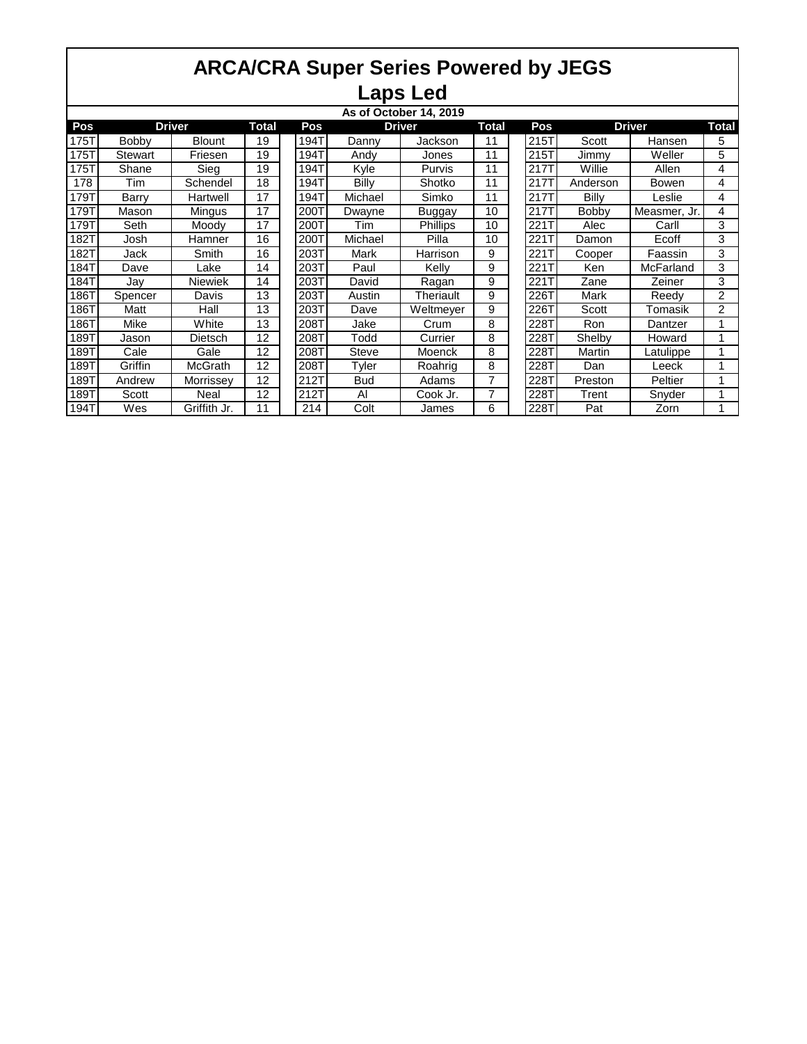# ARCA/CRA Super Series Powered by JEGS

## Laps Led

**As of October 14, 2019**

| Pos | Driver | | Total | | Pos | Driver | | Total | | Pos | Driver | | Total |
|---|---|---|---|---|---|---|---|---|---|---|---|---|---|
| 175T | Bobby | Blount | 19 | | 194T | Danny | Jackson | 11 | | 215T | Scott | Hansen | 5 |
| 175T | Stewart | Friesen | 19 | | 194T | Andy | Jones | 11 | | 215T | Jimmy | Weller | 5 |
| 175T | Shane | Sieg | 19 | | 194T | Kyle | Purvis | 11 | | 217T | Willie | Allen | 4 |
| 178 | Tim | Schendel | 18 | | 194T | Billy | Shotko | 11 | | 217T | Anderson | Bowen | 4 |
| 179T | Barry | Hartwell | 17 | | 194T | Michael | Simko | 11 | | 217T | Billy | Leslie | 4 |
| 179T | Mason | Mingus | 17 | | 200T | Dwayne | Buggay | 10 | | 217T | Bobby | Measmer, Jr. | 4 |
| 179T | Seth | Moody | 17 | | 200T | Tim | Phillips | 10 | | 221T | Alec | Carll | 3 |
| 182T | Josh | Hamner | 16 | | 200T | Michael | Pilla | 10 | | 221T | Damon | Ecoff | 3 |
| 182T | Jack | Smith | 16 | | 203T | Mark | Harrison | 9 | | 221T | Cooper | Faassin | 3 |
| 184T | Dave | Lake | 14 | | 203T | Paul | Kelly | 9 | | 221T | Ken | McFarland | 3 |
| 184T | Jay | Niewiek | 14 | | 203T | David | Ragan | 9 | | 221T | Zane | Zeiner | 3 |
| 186T | Spencer | Davis | 13 | | 203T | Austin | Theriault | 9 | | 226T | Mark | Reedy | 2 |
| 186T | Matt | Hall | 13 | | 203T | Dave | Weltmeyer | 9 | | 226T | Scott | Tomasik | 2 |
| 186T | Mike | White | 13 | | 208T | Jake | Crum | 8 | | 228T | Ron | Dantzer | 1 |
| 189T | Jason | Dietsch | 12 | | 208T | Todd | Currier | 8 | | 228T | Shelby | Howard | 1 |
| 189T | Cale | Gale | 12 | | 208T | Steve | Moenck | 8 | | 228T | Martin | Latulippe | 1 |
| 189T | Griffin | McGrath | 12 | | 208T | Tyler | Roahrig | 8 | | 228T | Dan | Leeck | 1 |
| 189T | Andrew | Morrissey | 12 | | 212T | Bud | Adams | 7 | | 228T | Preston | Peltier | 1 |
| 189T | Scott | Neal | 12 | | 212T | Al | Cook Jr. | 7 | | 228T | Trent | Snyder | 1 |
| 194T | Wes | Griffith Jr. | 11 | | 214 | Colt | James | 6 | | 228T | Pat | Zorn | 1 |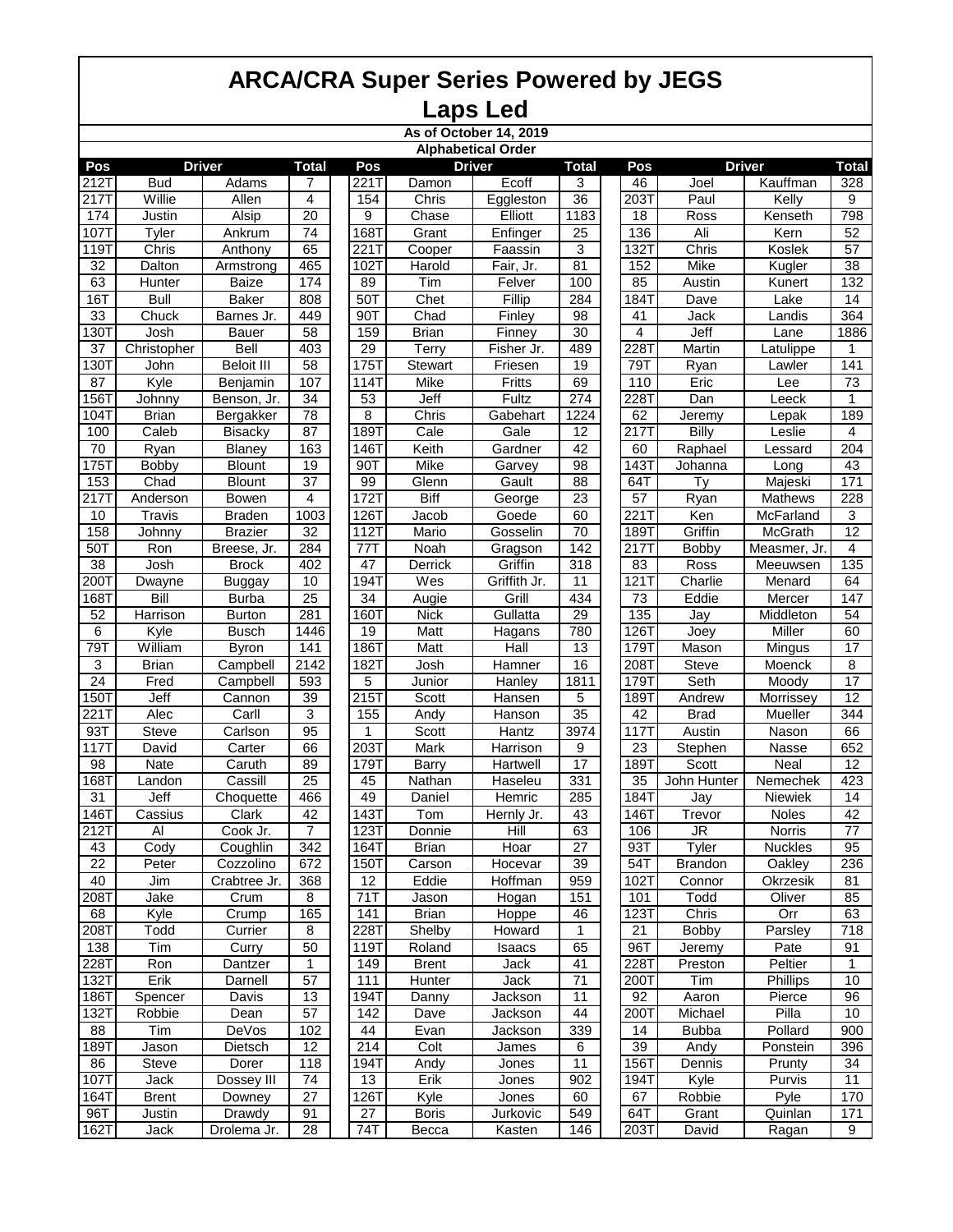# ARCA/CRA Super Series Powered by JEGS

## Laps Led

### As of October 14, 2019

### Alphabetical Order

| Pos | Driver | | Total | | Pos | Driver | | Total | | Pos | Driver | | Total |
|---|---|---|---|---|---|---|---|---|---|---|---|---|---|
| 212T | Bud | Adams | 7 | | 221T | Damon | Ecoff | 3 | | 46 | Joel | Kauffman | 328 |
| 217T | Willie | Allen | 4 | | 154 | Chris | Eggleston | 36 | | 203T | Paul | Kelly | 9 |
| 174 | Justin | Alsip | 20 | | 9 | Chase | Elliott | 1183 | | 18 | Ross | Kenseth | 798 |
| 107T | Tyler | Ankrum | 74 | | 168T | Grant | Enfinger | 25 | | 136 | Ali | Kern | 52 |
| 119T | Chris | Anthony | 65 | | 221T | Cooper | Faassin | 3 | | 132T | Chris | Koslek | 57 |
| 32 | Dalton | Armstrong | 465 | | 102T | Harold | Fair, Jr. | 81 | | 152 | Mike | Kugler | 38 |
| 63 | Hunter | Baize | 174 | | 89 | Tim | Felver | 100 | | 85 | Austin | Kunert | 132 |
| 16T | Bull | Baker | 808 | | 50T | Chet | Fillip | 284 | | 184T | Dave | Lake | 14 |
| 33 | Chuck | Barnes Jr. | 449 | | 90T | Chad | Finley | 98 | | 41 | Jack | Landis | 364 |
| 130T | Josh | Bauer | 58 | | 159 | Brian | Finney | 30 | | 4 | Jeff | Lane | 1886 |
| 37 | Christopher | Bell | 403 | | 29 | Terry | Fisher Jr. | 489 | | 228T | Martin | Latulippe | 1 |
| 130T | John | Beloit III | 58 | | 175T | Stewart | Friesen | 19 | | 79T | Ryan | Lawler | 141 |
| 87 | Kyle | Benjamin | 107 | | 114T | Mike | Fritts | 69 | | 110 | Eric | Lee | 73 |
| 156T | Johnny | Benson, Jr. | 34 | | 53 | Jeff | Fultz | 274 | | 228T | Dan | Leeck | 1 |
| 104T | Brian | Bergakker | 78 | | 8 | Chris | Gabehart | 1224 | | 62 | Jeremy | Lepak | 189 |
| 100 | Caleb | Bisacky | 87 | | 189T | Cale | Gale | 12 | | 217T | Billy | Leslie | 4 |
| 70 | Ryan | Blaney | 163 | | 146T | Keith | Gardner | 42 | | 60 | Raphael | Lessard | 204 |
| 175T | Bobby | Blount | 19 | | 90T | Mike | Garvey | 98 | | 143T | Johanna | Long | 43 |
| 153 | Chad | Blount | 37 | | 99 | Glenn | Gault | 88 | | 64T | Ty | Majeski | 171 |
| 217T | Anderson | Bowen | 4 | | 172T | Biff | George | 23 | | 57 | Ryan | Mathews | 228 |
| 10 | Travis | Braden | 1003 | | 126T | Jacob | Goede | 60 | | 221T | Ken | McFarland | 3 |
| 158 | Johnny | Brazier | 32 | | 112T | Mario | Gosselin | 70 | | 189T | Griffin | McGrath | 12 |
| 50T | Ron | Breese, Jr. | 284 | | 77T | Noah | Gragson | 142 | | 217T | Bobby | Measmer, Jr. | 4 |
| 38 | Josh | Brock | 402 | | 47 | Derrick | Griffin | 318 | | 83 | Ross | Meeuwsen | 135 |
| 200T | Dwayne | Buggay | 10 | | 194T | Wes | Griffith Jr. | 11 | | 121T | Charlie | Menard | 64 |
| 168T | Bill | Burba | 25 | | 34 | Augie | Grill | 434 | | 73 | Eddie | Mercer | 147 |
| 52 | Harrison | Burton | 281 | | 160T | Nick | Gullatta | 29 | | 135 | Jay | Middleton | 54 |
| 6 | Kyle | Busch | 1446 | | 19 | Matt | Hagans | 780 | | 126T | Joey | Miller | 60 |
| 79T | William | Byron | 141 | | 186T | Matt | Hall | 13 | | 179T | Mason | Mingus | 17 |
| 3 | Brian | Campbell | 2142 | | 182T | Josh | Hamner | 16 | | 208T | Steve | Moenck | 8 |
| 24 | Fred | Campbell | 593 | | 5 | Junior | Hanley | 1811 | | 179T | Seth | Moody | 17 |
| 150T | Jeff | Cannon | 39 | | 215T | Scott | Hansen | 5 | | 189T | Andrew | Morrissey | 12 |
| 221T | Alec | Carll | 3 | | 155 | Andy | Hanson | 35 | | 42 | Brad | Mueller | 344 |
| 93T | Steve | Carlson | 95 | | 1 | Scott | Hantz | 3974 | | 117T | Austin | Nason | 66 |
| 117T | David | Carter | 66 | | 203T | Mark | Harrison | 9 | | 23 | Stephen | Nasse | 652 |
| 98 | Nate | Caruth | 89 | | 179T | Barry | Hartwell | 17 | | 189T | Scott | Neal | 12 |
| 168T | Landon | Cassill | 25 | | 45 | Nathan | Haseleu | 331 | | 35 | John Hunter | Nemechek | 423 |
| 31 | Jeff | Choquette | 466 | | 49 | Daniel | Hemric | 285 | | 184T | Jay | Niewiek | 14 |
| 146T | Cassius | Clark | 42 | | 143T | Tom | Hernly Jr. | 43 | | 146T | Trevor | Noles | 42 |
| 212T | Al | Cook Jr. | 7 | | 123T | Donnie | Hill | 63 | | 106 | JR | Norris | 77 |
| 43 | Cody | Coughlin | 342 | | 164T | Brian | Hoar | 27 | | 93T | Tyler | Nuckles | 95 |
| 22 | Peter | Cozzolino | 672 | | 150T | Carson | Hocevar | 39 | | 54T | Brandon | Oakley | 236 |
| 40 | Jim | Crabtree Jr. | 368 | | 12 | Eddie | Hoffman | 959 | | 102T | Connor | Okrzesik | 81 |
| 208T | Jake | Crum | 8 | | 71T | Jason | Hogan | 151 | | 101 | Todd | Oliver | 85 |
| 68 | Kyle | Crump | 165 | | 141 | Brian | Hoppe | 46 | | 123T | Chris | Orr | 63 |
| 208T | Todd | Currier | 8 | | 228T | Shelby | Howard | 1 | | 21 | Bobby | Parsley | 718 |
| 138 | Tim | Curry | 50 | | 119T | Roland | Isaacs | 65 | | 96T | Jeremy | Pate | 91 |
| 228T | Ron | Dantzer | 1 | | 149 | Brent | Jack | 41 | | 228T | Preston | Peltier | 1 |
| 132T | Erik | Darnell | 57 | | 111 | Hunter | Jack | 71 | | 200T | Tim | Phillips | 10 |
| 186T | Spencer | Davis | 13 | | 194T | Danny | Jackson | 11 | | 92 | Aaron | Pierce | 96 |
| 132T | Robbie | Dean | 57 | | 142 | Dave | Jackson | 44 | | 200T | Michael | Pilla | 10 |
| 88 | Tim | DeVos | 102 | | 44 | Evan | Jackson | 339 | | 14 | Bubba | Pollard | 900 |
| 189T | Jason | Dietsch | 12 | | 214 | Colt | James | 6 | | 39 | Andy | Ponstein | 396 |
| 86 | Steve | Dorer | 118 | | 194T | Andy | Jones | 11 | | 156T | Dennis | Prunty | 34 |
| 107T | Jack | Dossey III | 74 | | 13 | Erik | Jones | 902 | | 194T | Kyle | Purvis | 11 |
| 164T | Brent | Downey | 27 | | 126T | Kyle | Jones | 60 | | 67 | Robbie | Pyle | 170 |
| 96T | Justin | Drawdy | 91 | | 27 | Boris | Jurkovic | 549 | | 64T | Grant | Quinlan | 171 |
| 162T | Jack | Drolema Jr. | 28 | | 74T | Becca | Kasten | 146 | | 203T | David | Ragan | 9 |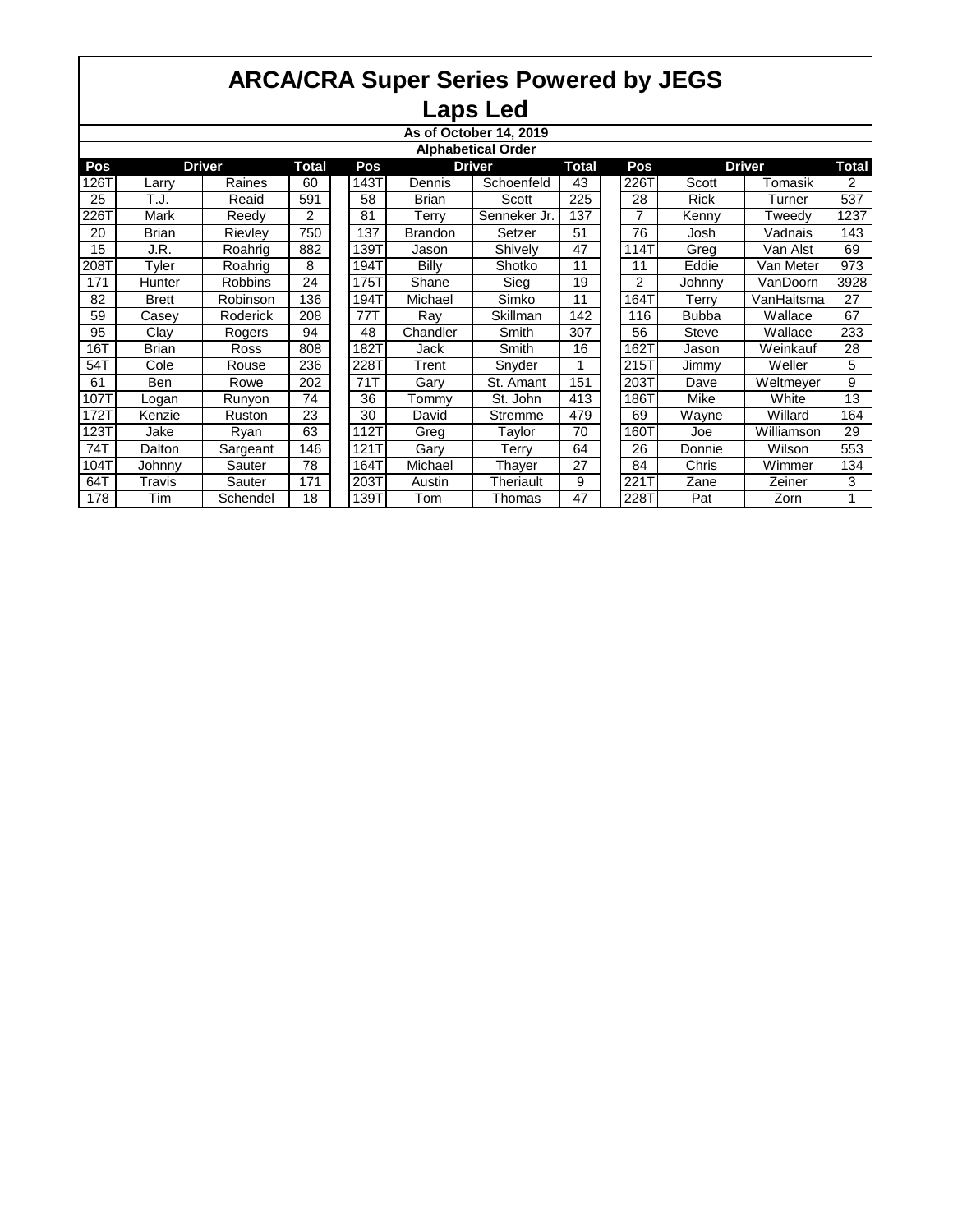# ARCA/CRA Super Series Powered by JEGS

## Laps Led

**As of October 14, 2019**

**Alphabetical Order**

| Pos | Driver | | Total | | Pos | Driver | | Total | | Pos | Driver | | Total |
|---|---|---|---|---|---|---|---|---|---|---|---|---|---|
| 126T | Larry | Raines | 60 | | 143T | Dennis | Schoenfeld | 43 | | 226T | Scott | Tomasik | 2 |
| 25 | T.J. | Reaid | 591 | | 58 | Brian | Scott | 225 | | 28 | Rick | Turner | 537 |
| 226T | Mark | Reedy | 2 | | 81 | Terry | Senneker Jr. | 137 | | 7 | Kenny | Tweedy | 1237 |
| 20 | Brian | Rievley | 750 | | 137 | Brandon | Setzer | 51 | | 76 | Josh | Vadnais | 143 |
| 15 | J.R. | Roahrig | 882 | | 139T | Jason | Shively | 47 | | 114T | Greg | Van Alst | 69 |
| 208T | Tyler | Roahrig | 8 | | 194T | Billy | Shotko | 11 | | 11 | Eddie | Van Meter | 973 |
| 171 | Hunter | Robbins | 24 | | 175T | Shane | Sieg | 19 | | 2 | Johnny | VanDoorn | 3928 |
| 82 | Brett | Robinson | 136 | | 194T | Michael | Simko | 11 | | 164T | Terry | VanHaitsma | 27 |
| 59 | Casey | Roderick | 208 | | 77T | Ray | Skillman | 142 | | 116 | Bubba | Wallace | 67 |
| 95 | Clay | Rogers | 94 | | 48 | Chandler | Smith | 307 | | 56 | Steve | Wallace | 233 |
| 16T | Brian | Ross | 808 | | 182T | Jack | Smith | 16 | | 162T | Jason | Weinkauf | 28 |
| 54T | Cole | Rouse | 236 | | 228T | Trent | Snyder | 1 | | 215T | Jimmy | Weller | 5 |
| 61 | Ben | Rowe | 202 | | 71T | Gary | St. Amant | 151 | | 203T | Dave | Weltmeyer | 9 |
| 107T | Logan | Runyon | 74 | | 36 | Tommy | St. John | 413 | | 186T | Mike | White | 13 |
| 172T | Kenzie | Ruston | 23 | | 30 | David | Stremme | 479 | | 69 | Wayne | Willard | 164 |
| 123T | Jake | Ryan | 63 | | 112T | Greg | Taylor | 70 | | 160T | Joe | Williamson | 29 |
| 74T | Dalton | Sargeant | 146 | | 121T | Gary | Terry | 64 | | 26 | Donnie | Wilson | 553 |
| 104T | Johnny | Sauter | 78 | | 164T | Michael | Thayer | 27 | | 84 | Chris | Wimmer | 134 |
| 64T | Travis | Sauter | 171 | | 203T | Austin | Theriault | 9 | | 221T | Zane | Zeiner | 3 |
| 178 | Tim | Schendel | 18 | | 139T | Tom | Thomas | 47 | | 228T | Pat | Zorn | 1 |